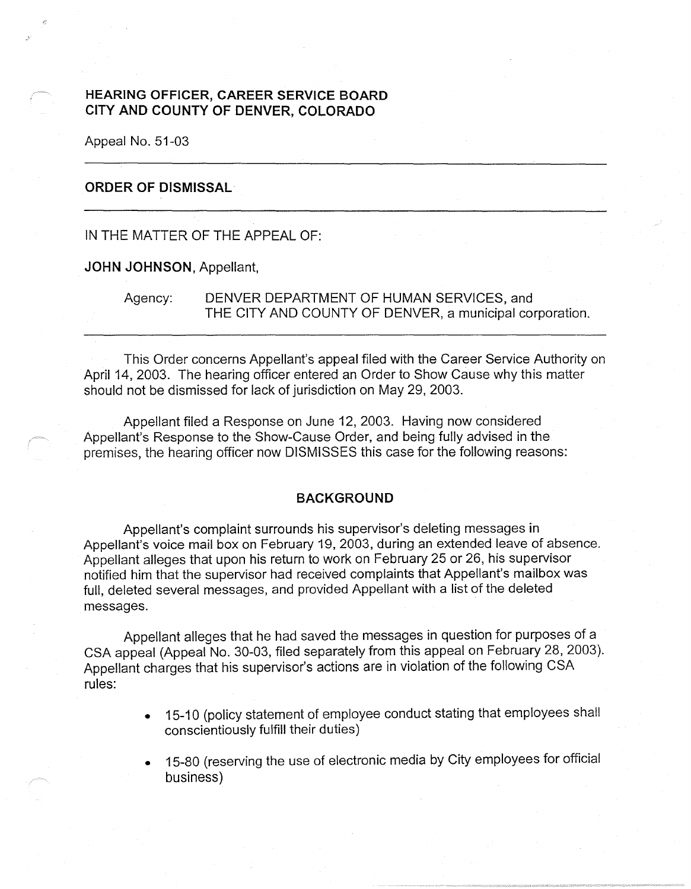**HEARING OFFICER, CAREER SERVICE BOARD**
**CITY AND COUNTY OF DENVER, COLORADO**

Appeal No. 51-03

---

## ORDER OF DISMISSAL

---

IN THE MATTER OF THE APPEAL OF:

**JOHN JOHNSON**, Appellant,

Agency: DENVER DEPARTMENT OF HUMAN SERVICES, and THE CITY AND COUNTY OF DENVER, a municipal corporation.

---

This Order concerns Appellant's appeal filed with the Career Service Authority on April 14, 2003. The hearing officer entered an Order to Show Cause why this matter should not be dismissed for lack of jurisdiction on May 29, 2003.

Appellant filed a Response on June 12, 2003. Having now considered Appellant's Response to the Show-Cause Order, and being fully advised in the premises, the hearing officer now DISMISSES this case for the following reasons:

### BACKGROUND

Appellant's complaint surrounds his supervisor's deleting messages in Appellant's voice mail box on February 19, 2003, during an extended leave of absence. Appellant alleges that upon his return to work on February 25 or 26, his supervisor notified him that the supervisor had received complaints that Appellant's mailbox was full, deleted several messages, and provided Appellant with a list of the deleted messages.

Appellant alleges that he had saved the messages in question for purposes of a CSA appeal (Appeal No. 30-03, filed separately from this appeal on February 28, 2003). Appellant charges that his supervisor's actions are in violation of the following CSA rules:

- 15-10 (policy statement of employee conduct stating that employees shall conscientiously fulfill their duties)
- 15-80 (reserving the use of electronic media by City employees for official business)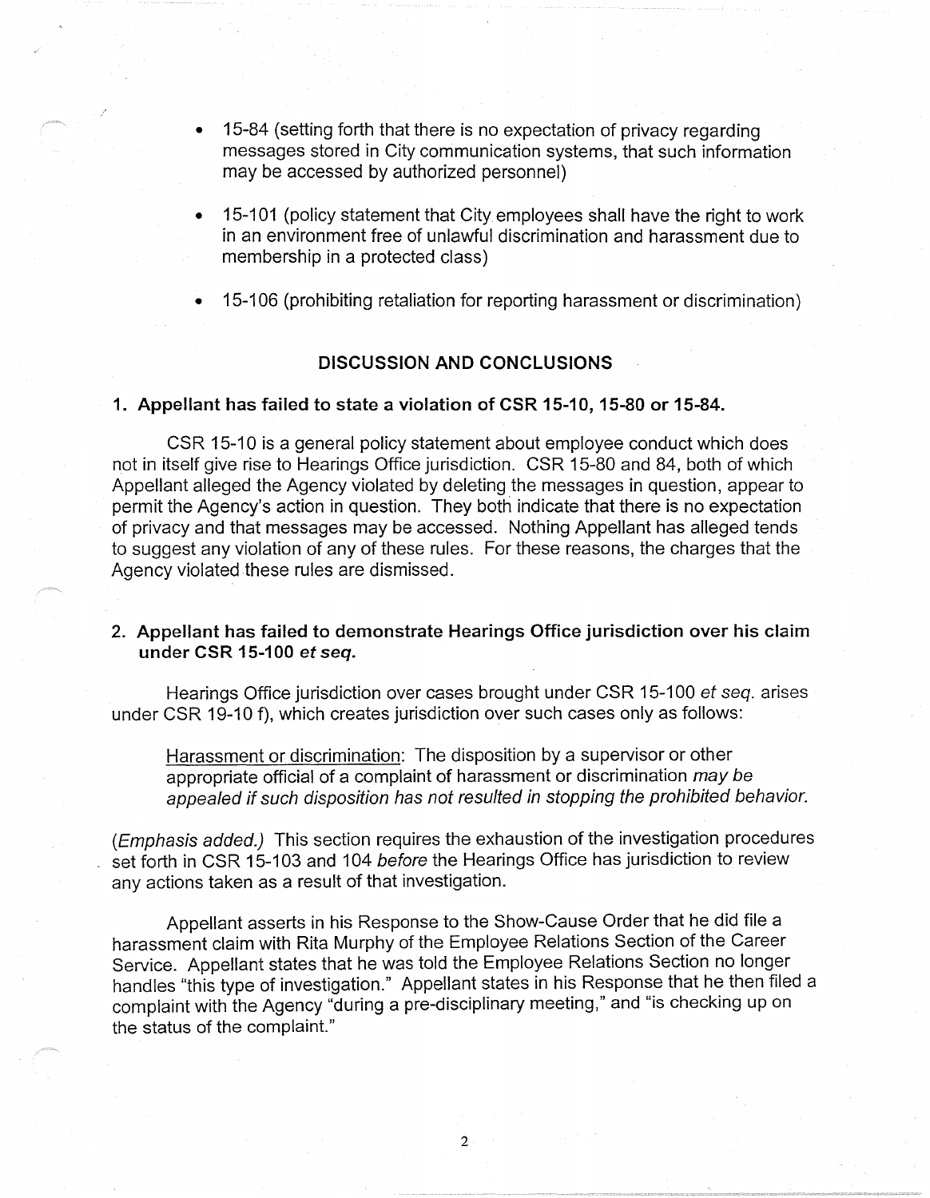- 15-84 (setting forth that there is no expectation of privacy regarding messages stored in City communication systems, that such information may be accessed by authorized personnel)

- 15-101 (policy statement that City employees shall have the right to work in an environment free of unlawful discrimination and harassment due to membership in a protected class)

- 15-106 (prohibiting retaliation for reporting harassment or discrimination)

## DISCUSSION AND CONCLUSIONS

### 1. Appellant has failed to state a violation of CSR 15-10, 15-80 or 15-84.

CSR 15-10 is a general policy statement about employee conduct which does not in itself give rise to Hearings Office jurisdiction. CSR 15-80 and 84, both of which Appellant alleged the Agency violated by deleting the messages in question, appear to permit the Agency's action in question. They both indicate that there is no expectation of privacy and that messages may be accessed. Nothing Appellant has alleged tends to suggest any violation of any of these rules. For these reasons, the charges that the Agency violated these rules are dismissed.

### 2. Appellant has failed to demonstrate Hearings Office jurisdiction over his claim under CSR 15-100 *et seq.*

Hearings Office jurisdiction over cases brought under CSR 15-100 *et seq.* arises under CSR 19-10 f), which creates jurisdiction over such cases only as follows:

> Harassment or discrimination: The disposition by a supervisor or other appropriate official of a complaint of harassment or discrimination *may be appealed if such disposition has not resulted in stopping the prohibited behavior.*

(*Emphasis added.*) This section requires the exhaustion of the investigation procedures set forth in CSR 15-103 and 104 *before* the Hearings Office has jurisdiction to review any actions taken as a result of that investigation.

Appellant asserts in his Response to the Show-Cause Order that he did file a harassment claim with Rita Murphy of the Employee Relations Section of the Career Service. Appellant states that he was told the Employee Relations Section no longer handles "this type of investigation." Appellant states in his Response that he then filed a complaint with the Agency "during a pre-disciplinary meeting," and "is checking up on the status of the complaint."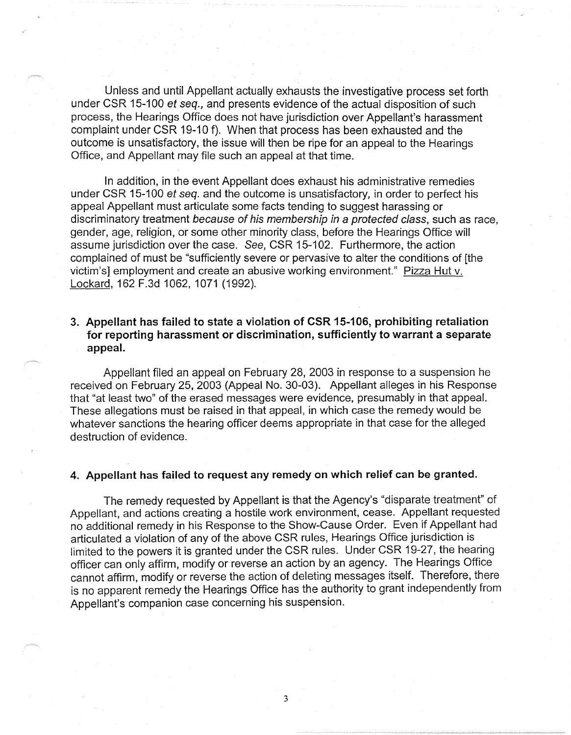Unless and until Appellant actually exhausts the investigative process set forth under CSR 15-100 *et seq.*, and presents evidence of the actual disposition of such process, the Hearings Office does not have jurisdiction over Appellant's harassment complaint under CSR 19-10 f). When that process has been exhausted and the outcome is unsatisfactory, the issue will then be ripe for an appeal to the Hearings Office, and Appellant may file such an appeal at that time.

In addition, in the event Appellant does exhaust his administrative remedies under CSR 15-100 *et seq.* and the outcome is unsatisfactory, in order to perfect his appeal Appellant must articulate some facts tending to suggest harassing or discriminatory treatment *because of his membership in a protected class*, such as race, gender, age, religion, or some other minority class, before the Hearings Office will assume jurisdiction over the case. *See,* CSR 15-102. Furthermore, the action complained of must be "sufficiently severe or pervasive to alter the conditions of [the victim's] employment and create an abusive working environment." Pizza Hut v. Lockard, 162 F.3d 1062, 1071 (1992).

### 3. Appellant has failed to state a violation of CSR 15-106, prohibiting retaliation for reporting harassment or discrimination, sufficiently to warrant a separate appeal.

Appellant filed an appeal on February 28, 2003 in response to a suspension he received on February 25, 2003 (Appeal No. 30-03). Appellant alleges in his Response that "at least two" of the erased messages were evidence, presumably in that appeal. These allegations must be raised in that appeal, in which case the remedy would be whatever sanctions the hearing officer deems appropriate in that case for the alleged destruction of evidence.

### 4. Appellant has failed to request any remedy on which relief can be granted.

The remedy requested by Appellant is that the Agency's "disparate treatment" of Appellant, and actions creating a hostile work environment, cease. Appellant requested no additional remedy in his Response to the Show-Cause Order. Even if Appellant had articulated a violation of any of the above CSR rules, Hearings Office jurisdiction is limited to the powers it is granted under the CSR rules. Under CSR 19-27, the hearing officer can only affirm, modify or reverse an action by an agency. The Hearings Office cannot affirm, modify or reverse the action of deleting messages itself. Therefore, there is no apparent remedy the Hearings Office has the authority to grant independently from Appellant's companion case concerning his suspension.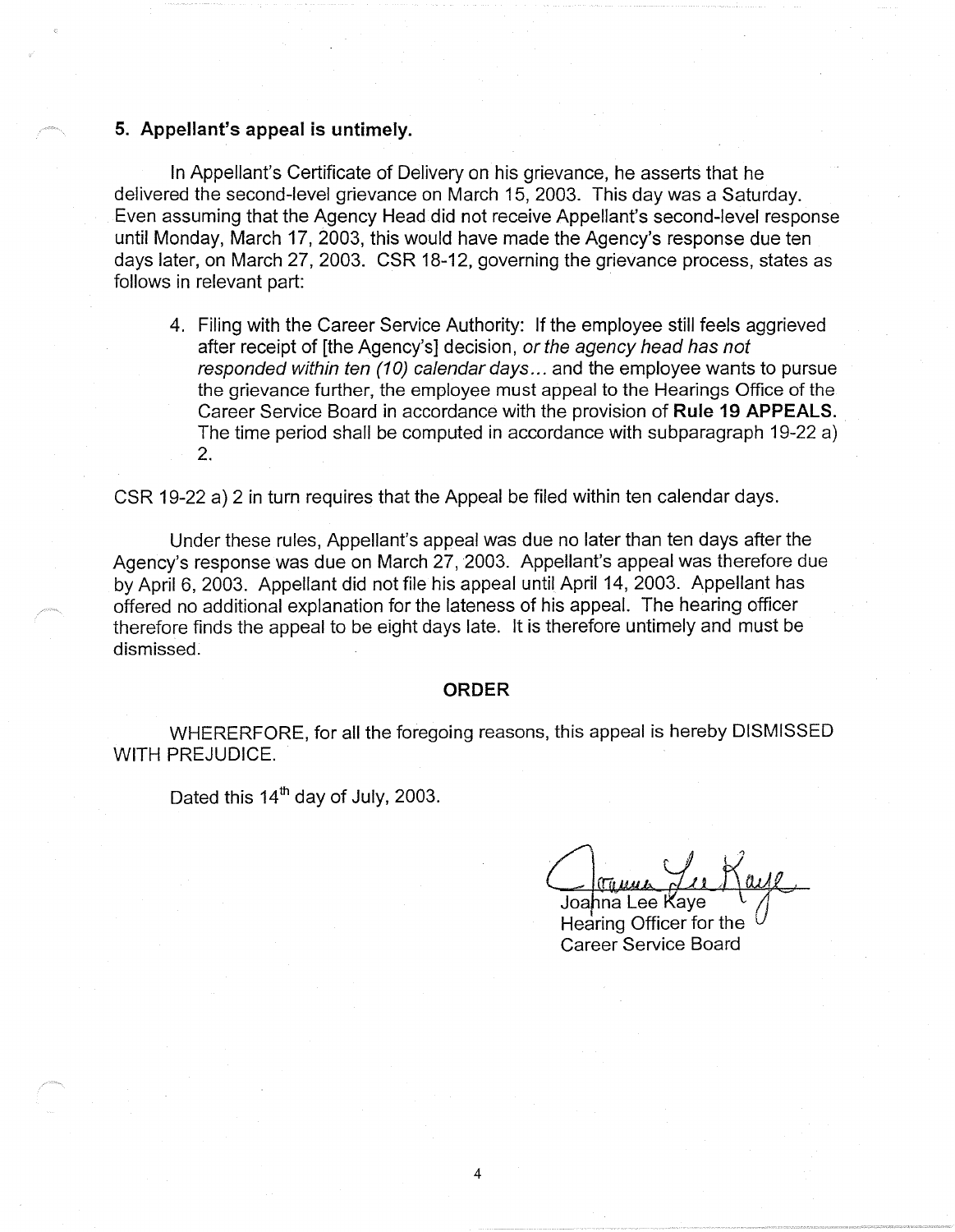### 5. Appellant's appeal is untimely.

In Appellant's Certificate of Delivery on his grievance, he asserts that he delivered the second-level grievance on March 15, 2003. This day was a Saturday. Even assuming that the Agency Head did not receive Appellant's second-level response until Monday, March 17, 2003, this would have made the Agency's response due ten days later, on March 27, 2003. CSR 18-12, governing the grievance process, states as follows in relevant part:

> 4. Filing with the Career Service Authority: If the employee still feels aggrieved after receipt of [the Agency's] decision, *or the agency head has not responded within ten (10) calendar days...* and the employee wants to pursue the grievance further, the employee must appeal to the Hearings Office of the Career Service Board in accordance with the provision of **Rule 19 APPEALS**. The time period shall be computed in accordance with subparagraph 19-22 a) 2.

CSR 19-22 a) 2 in turn requires that the Appeal be filed within ten calendar days.

Under these rules, Appellant's appeal was due no later than ten days after the Agency's response was due on March 27, 2003. Appellant's appeal was therefore due by April 6, 2003. Appellant did not file his appeal until April 14, 2003. Appellant has offered no additional explanation for the lateness of his appeal. The hearing officer therefore finds the appeal to be eight days late. It is therefore untimely and must be dismissed.

## ORDER

WHERERFORE, for all the foregoing reasons, this appeal is hereby DISMISSED WITH PREJUDICE.

Dated this 14th day of July, 2003.

Joanna Lee Kaye
Hearing Officer for the
Career Service Board